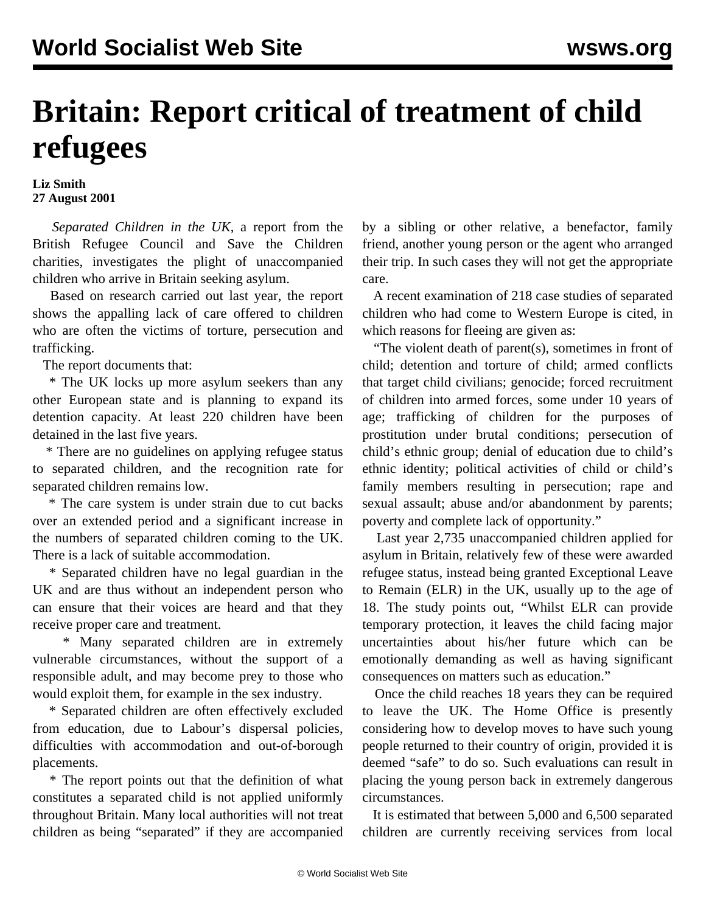# Britain: Report critical of treatment of child refugees

**Liz Smith**
**27 August 2001**

*Separated Children in the UK*, a report from the British Refugee Council and Save the Children charities, investigates the plight of unaccompanied children who arrive in Britain seeking asylum.

Based on research carried out last year, the report shows the appalling lack of care offered to children who are often the victims of torture, persecution and trafficking.

The report documents that:

* The UK locks up more asylum seekers than any other European state and is planning to expand its detention capacity. At least 220 children have been detained in the last five years.

* There are no guidelines on applying refugee status to separated children, and the recognition rate for separated children remains low.

* The care system is under strain due to cut backs over an extended period and a significant increase in the numbers of separated children coming to the UK. There is a lack of suitable accommodation.

* Separated children have no legal guardian in the UK and are thus without an independent person who can ensure that their voices are heard and that they receive proper care and treatment.

* Many separated children are in extremely vulnerable circumstances, without the support of a responsible adult, and may become prey to those who would exploit them, for example in the sex industry.

* Separated children are often effectively excluded from education, due to Labour's dispersal policies, difficulties with accommodation and out-of-borough placements.

* The report points out that the definition of what constitutes a separated child is not applied uniformly throughout Britain. Many local authorities will not treat children as being "separated" if they are accompanied by a sibling or other relative, a benefactor, family friend, another young person or the agent who arranged their trip. In such cases they will not get the appropriate care.

A recent examination of 218 case studies of separated children who had come to Western Europe is cited, in which reasons for fleeing are given as:

"The violent death of parent(s), sometimes in front of child; detention and torture of child; armed conflicts that target child civilians; genocide; forced recruitment of children into armed forces, some under 10 years of age; trafficking of children for the purposes of prostitution under brutal conditions; persecution of child's ethnic group; denial of education due to child's ethnic identity; political activities of child or child's family members resulting in persecution; rape and sexual assault; abuse and/or abandonment by parents; poverty and complete lack of opportunity."

Last year 2,735 unaccompanied children applied for asylum in Britain, relatively few of these were awarded refugee status, instead being granted Exceptional Leave to Remain (ELR) in the UK, usually up to the age of 18. The study points out, "Whilst ELR can provide temporary protection, it leaves the child facing major uncertainties about his/her future which can be emotionally demanding as well as having significant consequences on matters such as education."

Once the child reaches 18 years they can be required to leave the UK. The Home Office is presently considering how to develop moves to have such young people returned to their country of origin, provided it is deemed "safe" to do so. Such evaluations can result in placing the young person back in extremely dangerous circumstances.

It is estimated that between 5,000 and 6,500 separated children are currently receiving services from local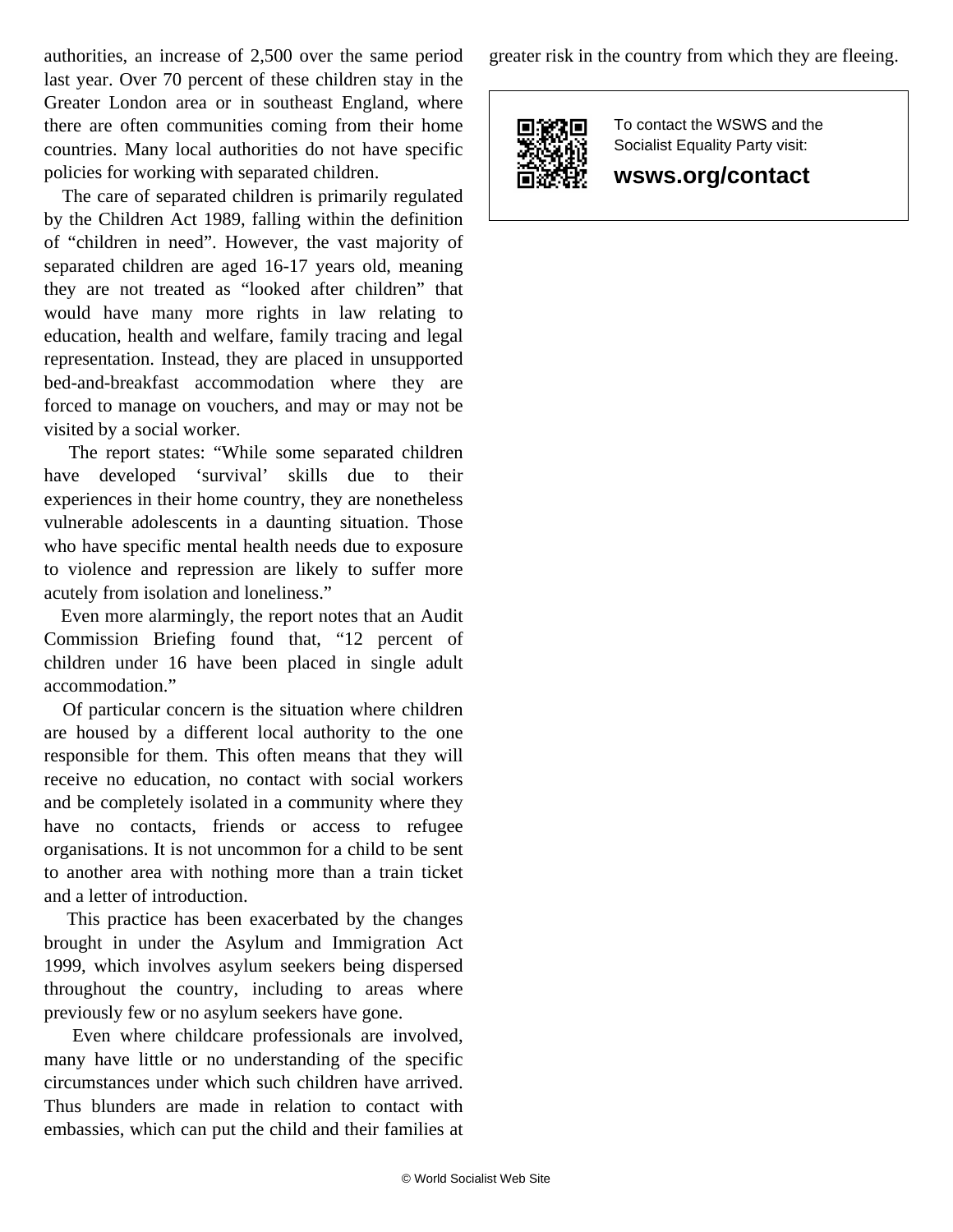authorities, an increase of 2,500 over the same period last year. Over 70 percent of these children stay in the Greater London area or in southeast England, where there are often communities coming from their home countries. Many local authorities do not have specific policies for working with separated children.

The care of separated children is primarily regulated by the Children Act 1989, falling within the definition of “children in need”. However, the vast majority of separated children are aged 16-17 years old, meaning they are not treated as “looked after children” that would have many more rights in law relating to education, health and welfare, family tracing and legal representation. Instead, they are placed in unsupported bed-and-breakfast accommodation where they are forced to manage on vouchers, and may or may not be visited by a social worker.

The report states: “While some separated children have developed ‘survival’ skills due to their experiences in their home country, they are nonetheless vulnerable adolescents in a daunting situation. Those who have specific mental health needs due to exposure to violence and repression are likely to suffer more acutely from isolation and loneliness.”

Even more alarmingly, the report notes that an Audit Commission Briefing found that, “12 percent of children under 16 have been placed in single adult accommodation.”

Of particular concern is the situation where children are housed by a different local authority to the one responsible for them. This often means that they will receive no education, no contact with social workers and be completely isolated in a community where they have no contacts, friends or access to refugee organisations. It is not uncommon for a child to be sent to another area with nothing more than a train ticket and a letter of introduction.

This practice has been exacerbated by the changes brought in under the Asylum and Immigration Act 1999, which involves asylum seekers being dispersed throughout the country, including to areas where previously few or no asylum seekers have gone.

Even where childcare professionals are involved, many have little or no understanding of the specific circumstances under which such children have arrived. Thus blunders are made in relation to contact with embassies, which can put the child and their families at greater risk in the country from which they are fleeing.

To contact the WSWS and the Socialist Equality Party visit:

**wsws.org/contact**